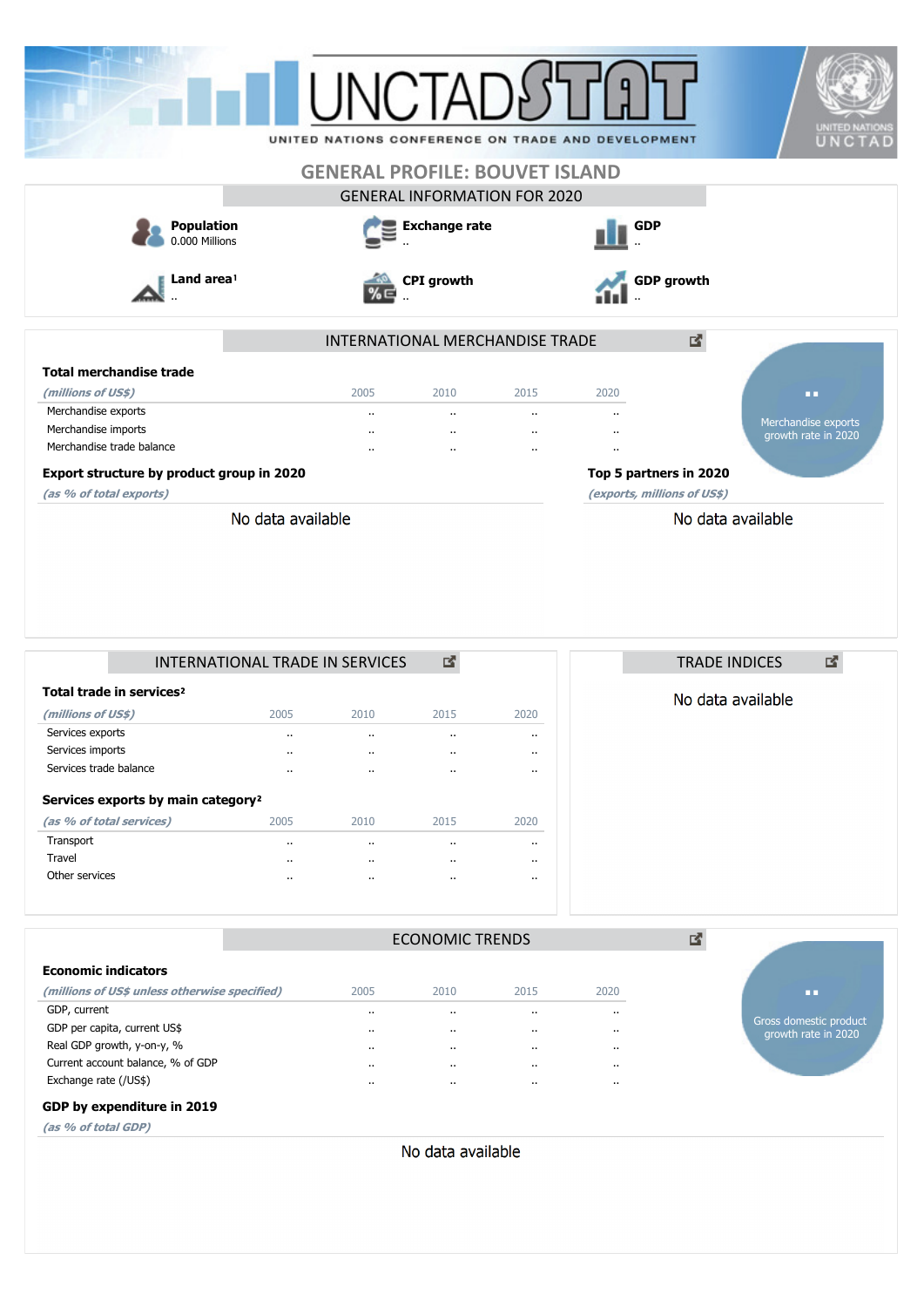# GENERAL PROFILE: BOUVET ISLAND

## GENERAL INFORMATION FOR 2020

**Population**
0.000 Millions

**Exchange rate**
..

**GDP**
..

**Land area**[1]
..

**CPI growth**
..

**GDP growth**
..

## INTERNATIONAL MERCHANDISE TRADE

**Total merchandise trade**

| *(millions of US$)* | 2005 | 2010 | 2015 | 2020 |
|---|---|---|---|---|
| Merchandise exports | .. | .. | .. | .. |
| Merchandise imports | .. | .. | .. | .. |
| Merchandise trade balance | .. | .. | .. | .. |

..
Merchandise exports growth rate in 2020

**Export structure by product group in 2020**

*(as % of total exports)*

No data available

**Top 5 partners in 2020**

*(exports, millions of US$)*

No data available

## INTERNATIONAL TRADE IN SERVICES

**Total trade in services**[2]

| *(millions of US$)* | 2005 | 2010 | 2015 | 2020 |
|---|---|---|---|---|
| Services exports | .. | .. | .. | .. |
| Services imports | .. | .. | .. | .. |
| Services trade balance | .. | .. | .. | .. |

**Services exports by main category**[2]

| *(as % of total services)* | 2005 | 2010 | 2015 | 2020 |
|---|---|---|---|---|
| Transport | .. | .. | .. | .. |
| Travel | .. | .. | .. | .. |
| Other services | .. | .. | .. | .. |

## TRADE INDICES

No data available

## ECONOMIC TRENDS

**Economic indicators**

| *(millions of US$ unless otherwise specified)* | 2005 | 2010 | 2015 | 2020 |
|---|---|---|---|---|
| GDP, current | .. | .. | .. | .. |
| GDP per capita, current US$ | .. | .. | .. | .. |
| Real GDP growth, y-on-y, % | .. | .. | .. | .. |
| Current account balance, % of GDP | .. | .. | .. | .. |
| Exchange rate (/US$) | .. | .. | .. | .. |

..
Gross domestic product growth rate in 2020

**GDP by expenditure in 2019**

*(as % of total GDP)*

No data available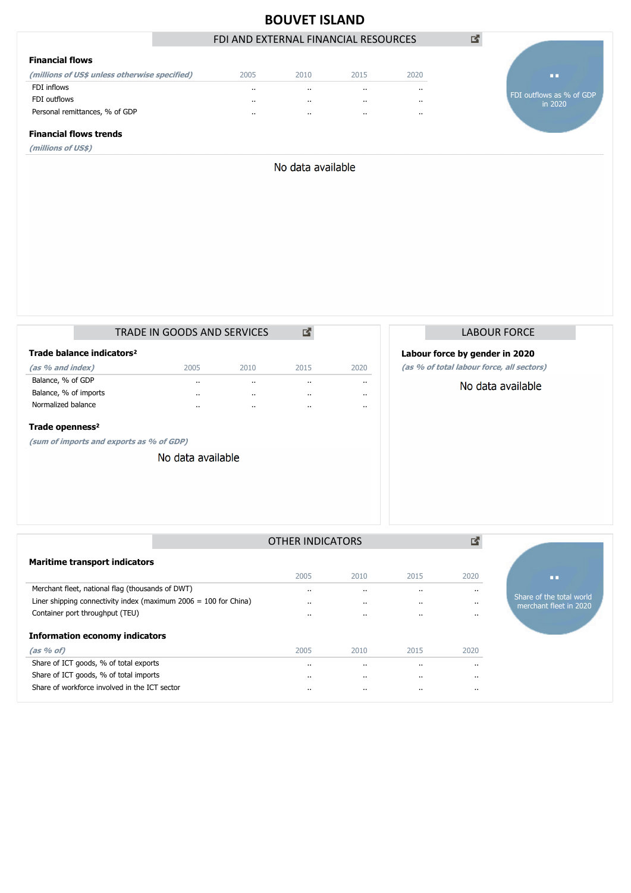# BOUVET ISLAND

## FDI AND EXTERNAL FINANCIAL RESOURCES

### Financial flows

| *(millions of US$ unless otherwise specified)* | 2005 | 2010 | 2015 | 2020 |
|---|---|---|---|---|
| FDI inflows | .. | .. | .. | .. |
| FDI outflows | .. | .. | .. | .. |
| Personal remittances, % of GDP | .. | .. | .. | .. |

..

FDI outflows as % of GDP in 2020

### Financial flows trends

*(millions of US$)*

No data available

## TRADE IN GOODS AND SERVICES

### Trade balance indicators²

| *(as % and index)* | 2005 | 2010 | 2015 | 2020 |
|---|---|---|---|---|
| Balance, % of GDP | .. | .. | .. | .. |
| Balance, % of imports | .. | .. | .. | .. |
| Normalized balance | .. | .. | .. | .. |

### Trade openness²

*(sum of imports and exports as % of GDP)*

No data available

## LABOUR FORCE

### Labour force by gender in 2020

*(as % of total labour force, all sectors)*

No data available

## OTHER INDICATORS

### Maritime transport indicators

| | 2005 | 2010 | 2015 | 2020 |
|---|---|---|---|---|
| Merchant fleet, national flag (thousands of DWT) | .. | .. | .. | .. |
| Liner shipping connectivity index (maximum 2006 = 100 for China) | .. | .. | .. | .. |
| Container port throughput (TEU) | .. | .. | .. | .. |

..

Share of the total world merchant fleet in 2020

### Information economy indicators

| *(as % of)* | 2005 | 2010 | 2015 | 2020 |
|---|---|---|---|---|
| Share of ICT goods, % of total exports | .. | .. | .. | .. |
| Share of ICT goods, % of total imports | .. | .. | .. | .. |
| Share of workforce involved in the ICT sector | .. | .. | .. | .. |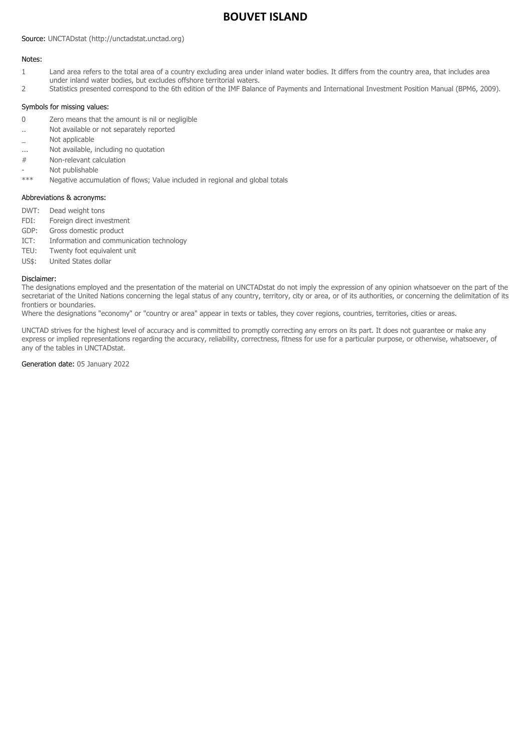# BOUVET ISLAND

**Source:** UNCTADstat (http://unctadstat.unctad.org)

**Notes:**

1 Land area refers to the total area of a country excluding area under inland water bodies. It differs from the country area, that includes area under inland water bodies, but excludes offshore territorial waters.

2 Statistics presented correspond to the 6th edition of the IMF Balance of Payments and International Investment Position Manual (BPM6, 2009).

**Symbols for missing values:**

| | |
|---|---|
| 0 | Zero means that the amount is nil or negligible |
| .. | Not available or not separately reported |
| _ | Not applicable |
| ... | Not available, including no quotation |
| # | Non-relevant calculation |
| - | Not publishable |
| *** | Negative accumulation of flows; Value included in regional and global totals |

**Abbreviations & acronyms:**

| | |
|---|---|
| DWT: | Dead weight tons |
| FDI: | Foreign direct investment |
| GDP: | Gross domestic product |
| ICT: | Information and communication technology |
| TEU: | Twenty foot equivalent unit |
| US$: | United States dollar |

**Disclaimer:**

The designations employed and the presentation of the material on UNCTADstat do not imply the expression of any opinion whatsoever on the part of the secretariat of the United Nations concerning the legal status of any country, territory, city or area, or of its authorities, or concerning the delimitation of its frontiers or boundaries.
Where the designations "economy" or "country or area" appear in texts or tables, they cover regions, countries, territories, cities or areas.

UNCTAD strives for the highest level of accuracy and is committed to promptly correcting any errors on its part. It does not guarantee or make any express or implied representations regarding the accuracy, reliability, correctness, fitness for use for a particular purpose, or otherwise, whatsoever, of any of the tables in UNCTADstat.

**Generation date:** 05 January 2022